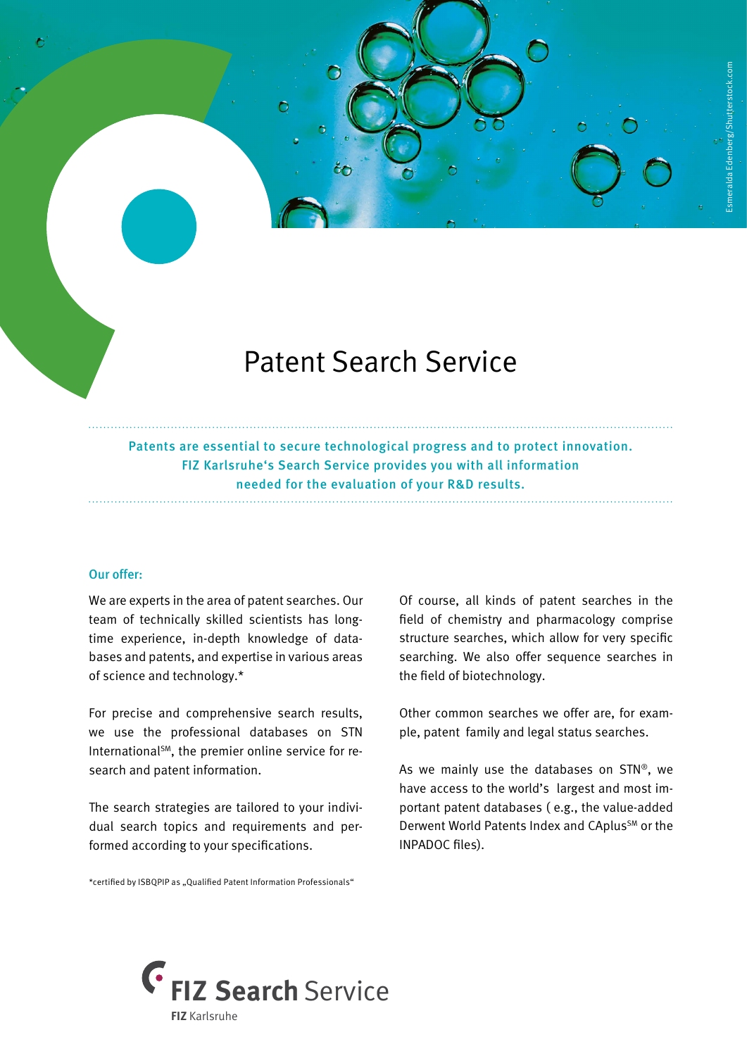# Patent Search Service

**Patents are essential to secure technological progress and to protect innovation. FIZ Karlsruhe's Search Service provides you with all information needed for the evaluation of your R&D results.**

### Our offer:

We are experts in the area of patent searches. Our team of technically skilled scientists has longtime experience, in-depth knowledge of databases and patents, and expertise in various areas of science and technology.*

For precise and comprehensive search results, we use the professional databases on STN International℠, the premier online service for research and patent information.

The search strategies are tailored to your individual search topics and requirements and performed according to your specifications.

*certified by ISBQPIP as „Qualified Patent Information Professionals"

Of course, all kinds of patent searches in the field of chemistry and pharmacology comprise structure searches, which allow for very specific searching. We also offer sequence searches in the field of biotechnology.

Other common searches we offer are, for example, patent family and legal status searches.

As we mainly use the databases on STN®, we have access to the world's largest and most important patent databases (e.g., the value-added Derwent World Patents Index and CAplus℠ or the INPADOC files).

**FIZ Search** Service

**FIZ** Karlsruhe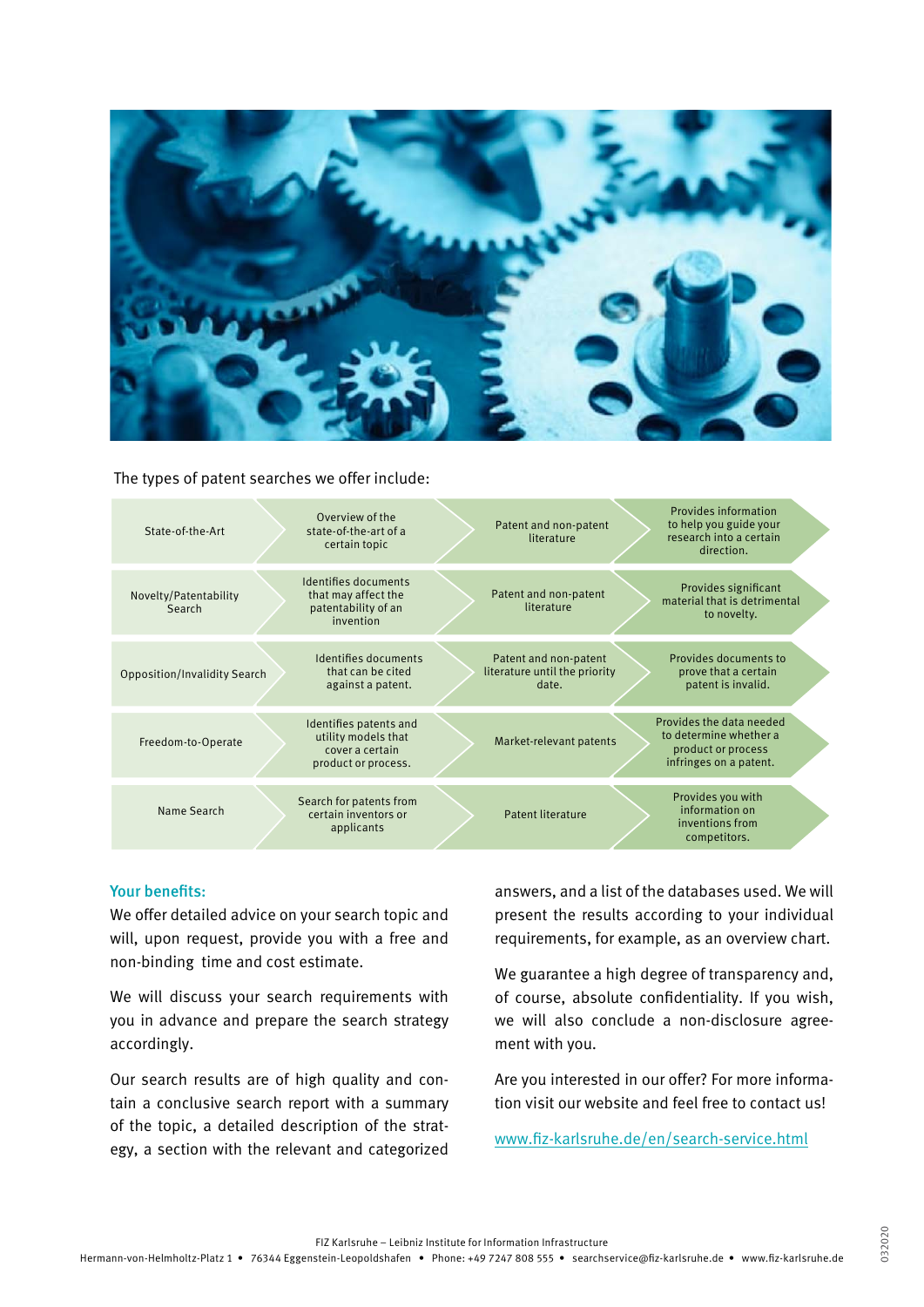The types of patent searches we offer include:

| | | | |
|---|---|---|---|
| State-of-the-Art | Overview of the state-of-the-art of a certain topic | Patent and non-patent literature | Provides information to help you guide your research into a certain direction. |
| Novelty/Patentability Search | Identifies documents that may affect the patentability of an invention | Patent and non-patent literature | Provides significant material that is detrimental to novelty. |
| Opposition/Invalidity Search | Identifies documents that can be cited against a patent. | Patent and non-patent literature until the priority date. | Provides documents to prove that a certain patent is invalid. |
| Freedom-to-Operate | Identifies patents and utility models that may affect the product or process. | Market-relevant patents | Provides the data needed to determine whether a product or process infringes on a patent. |
| Name Search | Search for patents from certain inventors or applicants | Patent literature | Provides you with information on inventions from competitors. |

## Your benefits:

We offer detailed advice on your search topic and will, upon request, provide you with a free and non-binding time and cost estimate.

We will discuss your search requirements with you in advance and prepare the search strategy accordingly.

Our search results are of high quality and contain a conclusive search report with a summary of the topic, a detailed description of the strategy, a section with the relevant and categorized answers, and a list of the databases used. We will present the results according to your individual requirements, for example, as an overview chart.

We guarantee a high degree of transparency and, of course, absolute confidentiality. If you wish, we will also conclude a non-disclosure agreement with you.

Are you interested in our offer? For more information visit our website and feel free to contact us!

www.fiz-karlsruhe.de/en/search-service.html

FIZ Karlsruhe – Leibniz Institute for Information Infrastructure

Hermann-von-Helmholtz-Platz 1 • 76344 Eggenstein-Leopoldshafen • Phone: +49 7247 808 555 • searchservice@fiz-karlsruhe.de • www.fiz-karlsruhe.de

032020